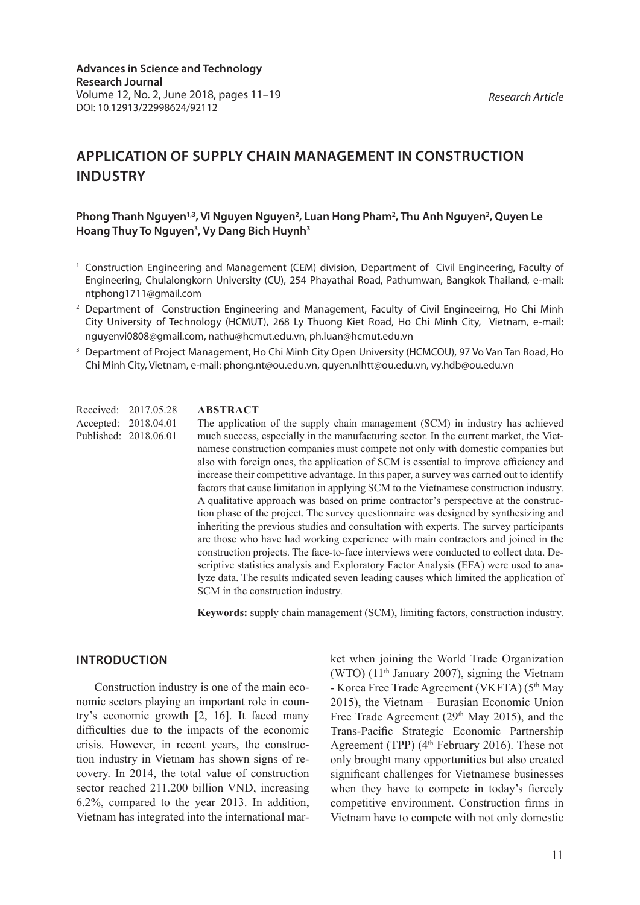Research Article

# APPLICATION OF SUPPLY CHAIN MANAGEMENT IN CONSTRUCTION INDUSTRY

**Phong Thanh Nguyen[1,3], Vi Nguyen Nguyen[2], Luan Hong Pham[2], Thu Anh Nguyen[2], Quyen Le Hoang Thuy To Nguyen[3], Vy Dang Bich Huynh[3]**

[1] Construction Engineering and Management (CEM) division, Department of Civil Engineering, Faculty of Engineering, Chulalongkorn University (CU), 254 Phayathai Road, Pathumwan, Bangkok Thailand, e-mail: ntphong1711@gmail.com

[2] Department of Construction Engineering and Management, Faculty of Civil Engineeirng, Ho Chi Minh City University of Technology (HCMUT), 268 Ly Thuong Kiet Road, Ho Chi Minh City, Vietnam, e-mail: nguyenvi0808@gmail.com, nathu@hcmut.edu.vn, ph.luan@hcmut.edu.vn

[3] Department of Project Management, Ho Chi Minh City Open University (HCMCOU), 97 Vo Van Tan Road, Ho Chi Minh City, Vietnam, e-mail: phong.nt@ou.edu.vn, quyen.nlhtt@ou.edu.vn, vy.hdb@ou.edu.vn

Received: 2017.05.28
Accepted: 2018.04.01
Published: 2018.06.01

## ABSTRACT

The application of the supply chain management (SCM) in industry has achieved much success, especially in the manufacturing sector. In the current market, the Vietnamese construction companies must compete not only with domestic companies but also with foreign ones, the application of SCM is essential to improve efficiency and increase their competitive advantage. In this paper, a survey was carried out to identify factors that cause limitation in applying SCM to the Vietnamese construction industry. A qualitative approach was based on prime contractor's perspective at the construction phase of the project. The survey questionnaire was designed by synthesizing and inheriting the previous studies and consultation with experts. The survey participants are those who have had working experience with main contractors and joined in the construction projects. The face-to-face interviews were conducted to collect data. Descriptive statistics analysis and Exploratory Factor Analysis (EFA) were used to analyze data. The results indicated seven leading causes which limited the application of SCM in the construction industry.

**Keywords:** supply chain management (SCM), limiting factors, construction industry.

## INTRODUCTION

Construction industry is one of the main economic sectors playing an important role in country's economic growth [2, 16]. It faced many difficulties due to the impacts of the economic crisis. However, in recent years, the construction industry in Vietnam has shown signs of recovery. In 2014, the total value of construction sector reached 211.200 billion VND, increasing 6.2%, compared to the year 2013. In addition, Vietnam has integrated into the international market when joining the World Trade Organization (WTO) (11th January 2007), signing the Vietnam - Korea Free Trade Agreement (VKFTA) (5th May 2015), the Vietnam – Eurasian Economic Union Free Trade Agreement (29th May 2015), and the Trans-Pacific Strategic Economic Partnership Agreement (TPP) (4th February 2016). These not only brought many opportunities but also created significant challenges for Vietnamese businesses when they have to compete in today's fiercely competitive environment. Construction firms in Vietnam have to compete with not only domestic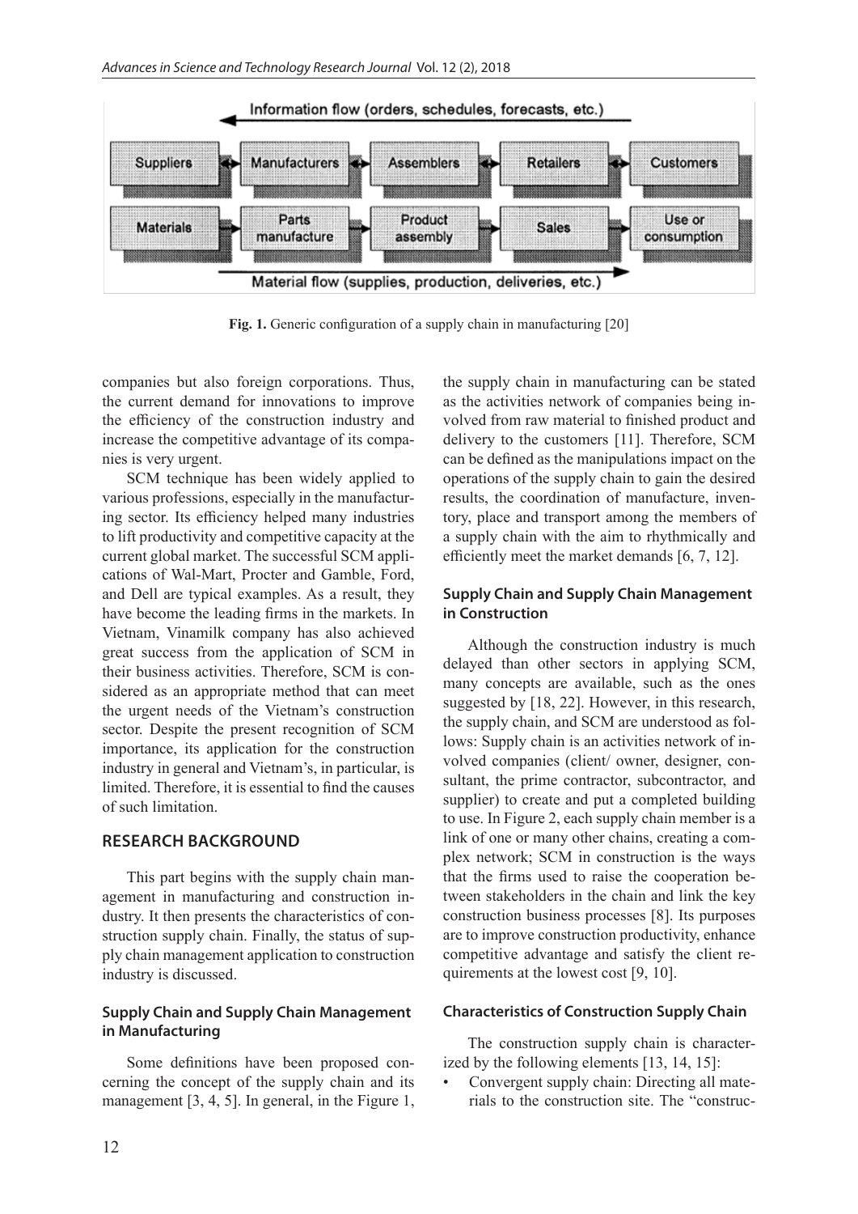Fig. 1. Generic configuration of a supply chain in manufacturing [20]

companies but also foreign corporations. Thus, the current demand for innovations to improve the efficiency of the construction industry and increase the competitive advantage of its companies is very urgent.

SCM technique has been widely applied to various professions, especially in the manufacturing sector. Its efficiency helped many industries to lift productivity and competitive capacity at the current global market. The successful SCM applications of Wal-Mart, Procter and Gamble, Ford, and Dell are typical examples. As a result, they have become the leading firms in the markets. In Vietnam, Vinamilk company has also achieved great success from the application of SCM in their business activities. Therefore, SCM is considered as an appropriate method that can meet the urgent needs of the Vietnam's construction sector. Despite the present recognition of SCM importance, its application for the construction industry in general and Vietnam's, in particular, is limited. Therefore, it is essential to find the causes of such limitation.

## RESEARCH BACKGROUND

This part begins with the supply chain management in manufacturing and construction industry. It then presents the characteristics of construction supply chain. Finally, the status of supply chain management application to construction industry is discussed.

### Supply Chain and Supply Chain Management in Manufacturing

Some definitions have been proposed concerning the concept of the supply chain and its management [3, 4, 5]. In general, in the Figure 1, the supply chain in manufacturing can be stated as the activities network of companies being involved from raw material to finished product and delivery to the customers [11]. Therefore, SCM can be defined as the manipulations impact on the operations of the supply chain to gain the desired results, the coordination of manufacture, inventory, place and transport among the members of a supply chain with the aim to rhythmically and efficiently meet the market demands [6, 7, 12].

### Supply Chain and Supply Chain Management in Construction

Although the construction industry is much delayed than other sectors in applying SCM, many concepts are available, such as the ones suggested by [18, 22]. However, in this research, the supply chain, and SCM are understood as follows: Supply chain is an activities network of involved companies (client/ owner, designer, consultant, the prime contractor, subcontractor, and supplier) to create and put a completed building to use. In Figure 2, each supply chain member is a link of one or many other chains, creating a complex network; SCM in construction is the ways that the firms used to raise the cooperation between stakeholders in the chain and link the key construction business processes [8]. Its purposes are to improve construction productivity, enhance competitive advantage and satisfy the client requirements at the lowest cost [9, 10].

### Characteristics of Construction Supply Chain

The construction supply chain is characterized by the following elements [13, 14, 15]:

- Convergent supply chain: Directing all materials to the construction site. The "construc-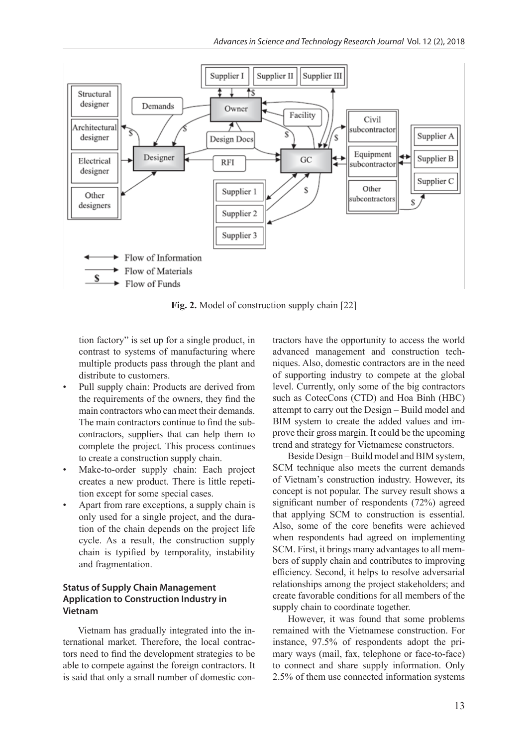Fig. 2. Model of construction supply chain [22]

tion factory" is set up for a single product, in contrast to systems of manufacturing where multiple products pass through the plant and distribute to customers.

- Pull supply chain: Products are derived from the requirements of the owners, they find the main contractors who can meet their demands. The main contractors continue to find the subcontractors, suppliers that can help them to complete the project. This process continues to create a construction supply chain.
- Make-to-order supply chain: Each project creates a new product. There is little repetition except for some special cases.
- Apart from rare exceptions, a supply chain is only used for a single project, and the duration of the chain depends on the project life cycle. As a result, the construction supply chain is typified by temporality, instability and fragmentation.

### Status of Supply Chain Management Application to Construction Industry in Vietnam

Vietnam has gradually integrated into the international market. Therefore, the local contractors need to find the development strategies to be able to compete against the foreign contractors. It is said that only a small number of domestic contractors have the opportunity to access the world advanced management and construction techniques. Also, domestic contractors are in the need of supporting industry to compete at the global level. Currently, only some of the big contractors such as CotecCons (CTD) and Hoa Binh (HBC) attempt to carry out the Design – Build model and BIM system to create the added values and improve their gross margin. It could be the upcoming trend and strategy for Vietnamese constructors.

Beside Design – Build model and BIM system, SCM technique also meets the current demands of Vietnam's construction industry. However, its concept is not popular. The survey result shows a significant number of respondents (72%) agreed that applying SCM to construction is essential. Also, some of the core benefits were achieved when respondents had agreed on implementing SCM. First, it brings many advantages to all members of supply chain and contributes to improving efficiency. Second, it helps to resolve adversarial relationships among the project stakeholders; and create favorable conditions for all members of the supply chain to coordinate together.

However, it was found that some problems remained with the Vietnamese construction. For instance, 97.5% of respondents adopt the primary ways (mail, fax, telephone or face-to-face) to connect and share supply information. Only 2.5% of them use connected information systems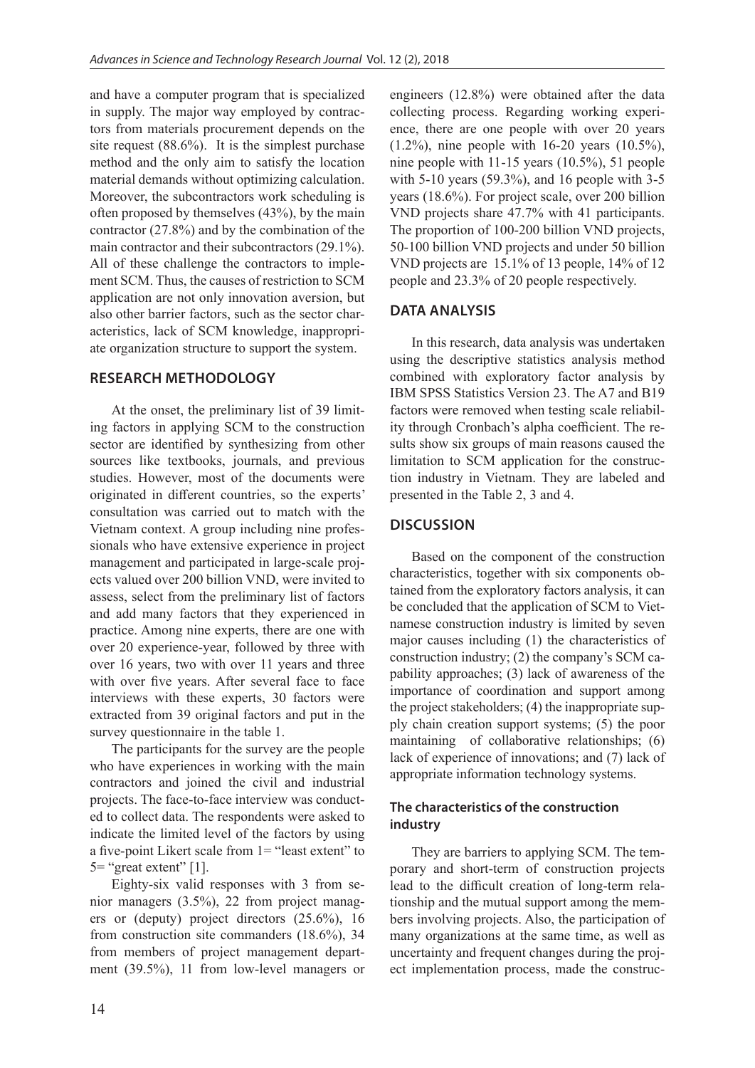and have a computer program that is specialized in supply. The major way employed by contractors from materials procurement depends on the site request (88.6%). It is the simplest purchase method and the only aim to satisfy the location material demands without optimizing calculation. Moreover, the subcontractors work scheduling is often proposed by themselves (43%), by the main contractor (27.8%) and by the combination of the main contractor and their subcontractors (29.1%). All of these challenge the contractors to implement SCM. Thus, the causes of restriction to SCM application are not only innovation aversion, but also other barrier factors, such as the sector characteristics, lack of SCM knowledge, inappropriate organization structure to support the system.

## RESEARCH METHODOLOGY

At the onset, the preliminary list of 39 limiting factors in applying SCM to the construction sector are identified by synthesizing from other sources like textbooks, journals, and previous studies. However, most of the documents were originated in different countries, so the experts' consultation was carried out to match with the Vietnam context. A group including nine professionals who have extensive experience in project management and participated in large-scale projects valued over 200 billion VND, were invited to assess, select from the preliminary list of factors and add many factors that they experienced in practice. Among nine experts, there are one with over 20 experience-year, followed by three with over 16 years, two with over 11 years and three with over five years. After several face to face interviews with these experts, 30 factors were extracted from 39 original factors and put in the survey questionnaire in the table 1.

The participants for the survey are the people who have experiences in working with the main contractors and joined the civil and industrial projects. The face-to-face interview was conducted to collect data. The respondents were asked to indicate the limited level of the factors by using a five-point Likert scale from 1= "least extent" to 5= "great extent" [1].

Eighty-six valid responses with 3 from senior managers (3.5%), 22 from project managers or (deputy) project directors (25.6%), 16 from construction site commanders (18.6%), 34 from members of project management department (39.5%), 11 from low-level managers or engineers (12.8%) were obtained after the data collecting process. Regarding working experience, there are one people with over 20 years (1.2%), nine people with 16-20 years (10.5%), nine people with 11-15 years (10.5%), 51 people with 5-10 years (59.3%), and 16 people with 3-5 years (18.6%). For project scale, over 200 billion VND projects share 47.7% with 41 participants. The proportion of 100-200 billion VND projects, 50-100 billion VND projects and under 50 billion VND projects are 15.1% of 13 people, 14% of 12 people and 23.3% of 20 people respectively.

## DATA ANALYSIS

In this research, data analysis was undertaken using the descriptive statistics analysis method combined with exploratory factor analysis by IBM SPSS Statistics Version 23. The A7 and B19 factors were removed when testing scale reliability through Cronbach's alpha coefficient. The results show six groups of main reasons caused the limitation to SCM application for the construction industry in Vietnam. They are labeled and presented in the Table 2, 3 and 4.

## DISCUSSION

Based on the component of the construction characteristics, together with six components obtained from the exploratory factors analysis, it can be concluded that the application of SCM to Vietnamese construction industry is limited by seven major causes including (1) the characteristics of construction industry; (2) the company's SCM capability approaches; (3) lack of awareness of the importance of coordination and support among the project stakeholders; (4) the inappropriate supply chain creation support systems; (5) the poor maintaining of collaborative relationships; (6) lack of experience of innovations; and (7) lack of appropriate information technology systems.

### The characteristics of the construction industry

They are barriers to applying SCM. The temporary and short-term of construction projects lead to the difficult creation of long-term relationship and the mutual support among the members involving projects. Also, the participation of many organizations at the same time, as well as uncertainty and frequent changes during the project implementation process, made the construc-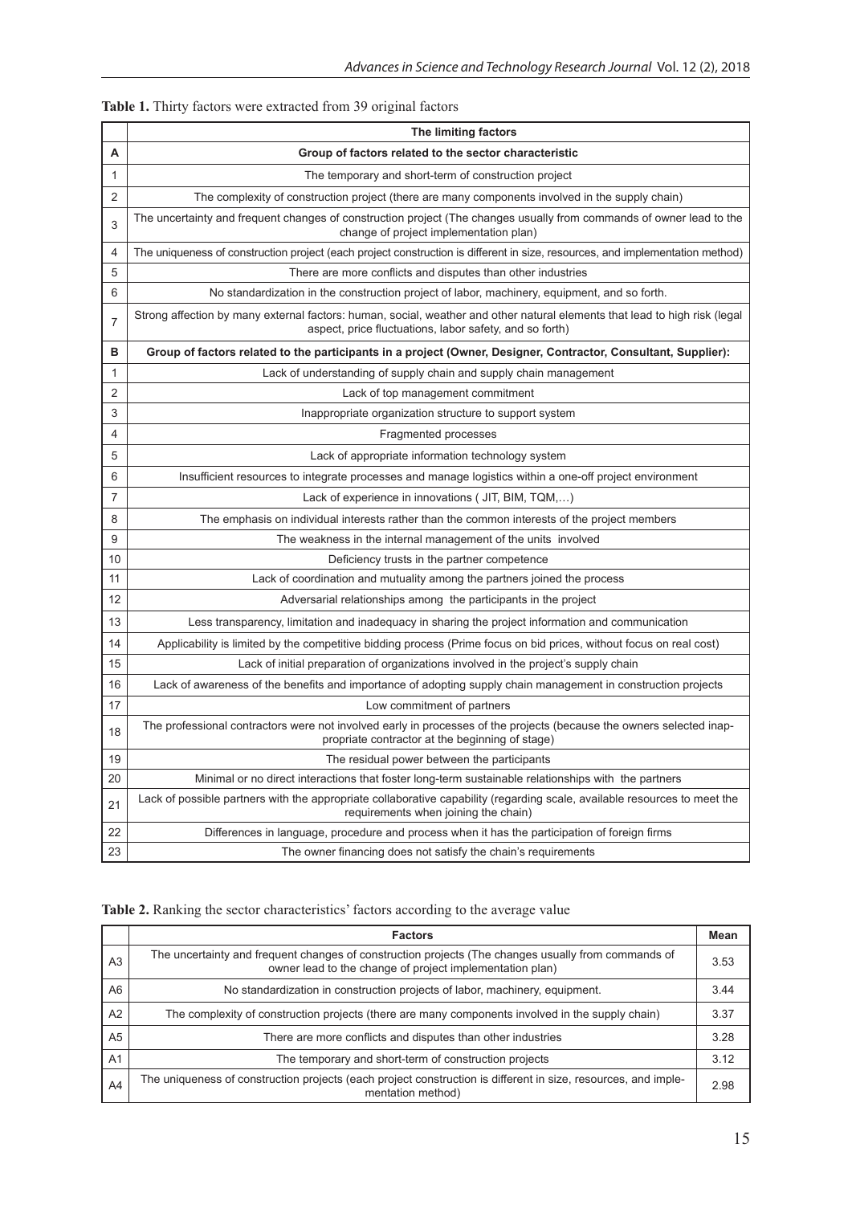**Table 1.** Thirty factors were extracted from 39 original factors

| | The limiting factors |
|---|---|
| **A** | **Group of factors related to the sector characteristic** |
| 1 | The temporary and short-term of construction project |
| 2 | The complexity of construction project (there are many components involved in the supply chain) |
| 3 | The uncertainty and frequent changes of construction project (The changes usually from commands of owner lead to the change of project implementation plan) |
| 4 | The uniqueness of construction project (each project construction is different in size, resources, and implementation method) |
| 5 | There are more conflicts and disputes than other industries |
| 6 | No standardization in the construction project of labor, machinery, equipment, and so forth. |
| 7 | Strong affection by many external factors: human, social, weather and other natural elements that lead to high risk (legal aspect, price fluctuations, labor safety, and so forth) |
| **B** | **Group of factors related to the participants in a project (Owner, Designer, Contractor, Consultant, Supplier):** |
| 1 | Lack of understanding of supply chain and supply chain management |
| 2 | Lack of top management commitment |
| 3 | Inappropriate organization structure to support system |
| 4 | Fragmented processes |
| 5 | Lack of appropriate information technology system |
| 6 | Insufficient resources to integrate processes and manage logistics within a one-off project environment |
| 7 | Lack of experience in innovations ( JIT, BIM, TQM,…) |
| 8 | The emphasis on individual interests rather than the common interests of the project members |
| 9 | The weakness in the internal management of the units involved |
| 10 | Deficiency trusts in the partner competence |
| 11 | Lack of coordination and mutuality among the partners joined the process |
| 12 | Adversarial relationships among the participants in the project |
| 13 | Less transparency, limitation and inadequacy in sharing the project information and communication |
| 14 | Applicability is limited by the competitive bidding process (Prime focus on bid prices, without focus on real cost) |
| 15 | Lack of initial preparation of organizations involved in the project's supply chain |
| 16 | Lack of awareness of the benefits and importance of adopting supply chain management in construction projects |
| 17 | Low commitment of partners |
| 18 | The professional contractors were not involved early in processes of the projects (because the owners selected inappropriate contractor at the beginning of stage) |
| 19 | The residual power between the participants |
| 20 | Minimal or no direct interactions that foster long-term sustainable relationships with the partners |
| 21 | Lack of possible partners with the appropriate collaborative capability (regarding scale, available resources to meet the requirements when joining the chain) |
| 22 | Differences in language, procedure and process when it has the participation of foreign firms |
| 23 | The owner financing does not satisfy the chain's requirements |

**Table 2.** Ranking the sector characteristics' factors according to the average value

| | Factors | Mean |
|---|---|---|
| A3 | The uncertainty and frequent changes of construction projects (The changes usually from commands of owner lead to the change of project implementation plan) | 3.53 |
| A6 | No standardization in construction projects of labor, machinery, equipment. | 3.44 |
| A2 | The complexity of construction projects (there are many components involved in the supply chain) | 3.37 |
| A5 | There are more conflicts and disputes than other industries | 3.28 |
| A1 | The temporary and short-term of construction projects | 3.12 |
| A4 | The uniqueness of construction projects (each project construction is different in size, resources, and implementation method) | 2.98 |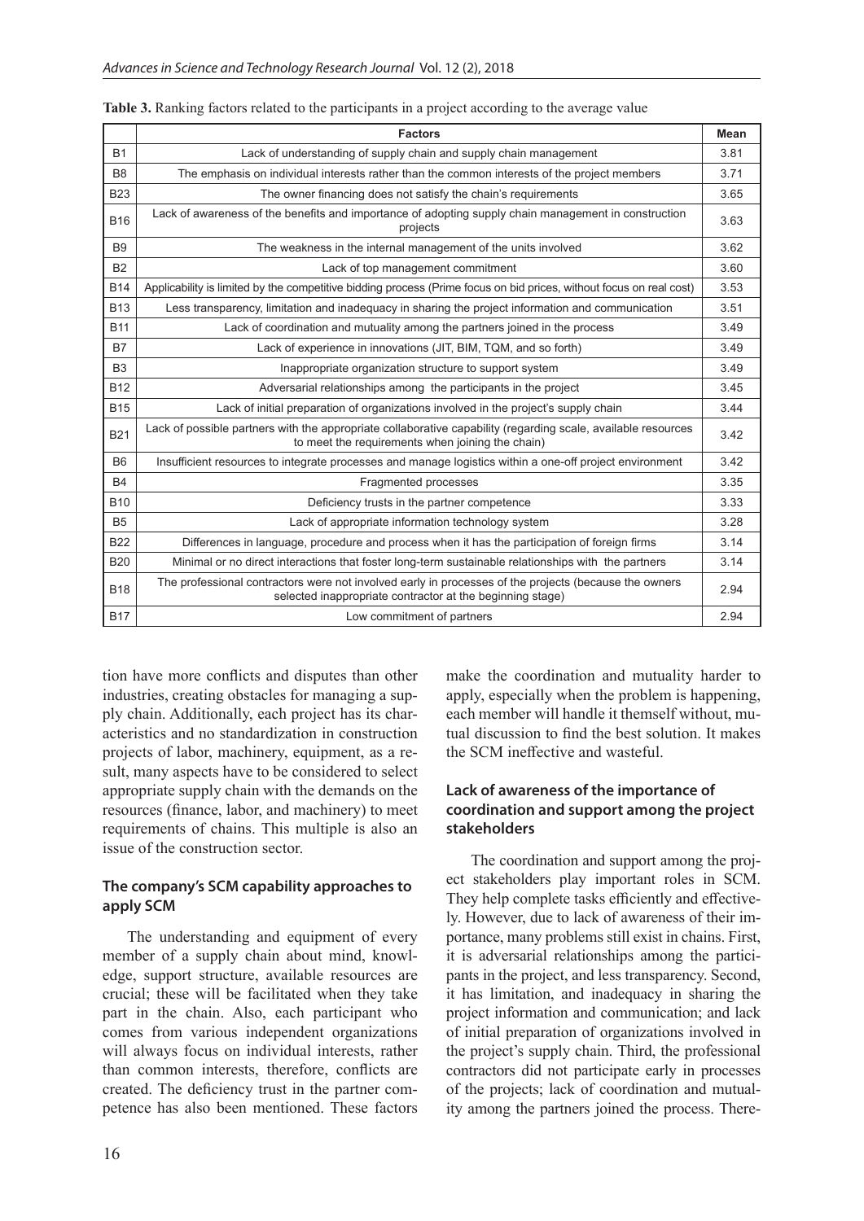**Table 3.** Ranking factors related to the participants in a project according to the average value

| | Factors | Mean |
|---|---|---|
| B1 | Lack of understanding of supply chain and supply chain management | 3.81 |
| B8 | The emphasis on individual interests rather than the common interests of the project members | 3.71 |
| B23 | The owner financing does not satisfy the chain's requirements | 3.65 |
| B16 | Lack of awareness of the benefits and importance of adopting supply chain management in construction projects | 3.63 |
| B9 | The weakness in the internal management of the units involved | 3.62 |
| B2 | Lack of top management commitment | 3.60 |
| B14 | Applicability is limited by the competitive bidding process (Prime focus on bid prices, without focus on real cost) | 3.53 |
| B13 | Less transparency, limitation and inadequacy in sharing the project information and communication | 3.51 |
| B11 | Lack of coordination and mutuality among the partners joined in the process | 3.49 |
| B7 | Lack of experience in innovations (JIT, BIM, TQM, and so forth) | 3.49 |
| B3 | Inappropriate organization structure to support system | 3.49 |
| B12 | Adversarial relationships among the participants in the project | 3.45 |
| B15 | Lack of initial preparation of organizations involved in the project's supply chain | 3.44 |
| B21 | Lack of possible partners with the appropriate collaborative capability (regarding scale, available resources to meet the requirements when joining the chain) | 3.42 |
| B6 | Insufficient resources to integrate processes and manage logistics within a one-off project environment | 3.42 |
| B4 | Fragmented processes | 3.35 |
| B10 | Deficiency trusts in the partner competence | 3.33 |
| B5 | Lack of appropriate information technology system | 3.28 |
| B22 | Differences in language, procedure and process when it has the participation of foreign firms | 3.14 |
| B20 | Minimal or no direct interactions that foster long-term sustainable relationships with the partners | 3.14 |
| B18 | The professional contractors were not involved early in processes of the projects (because the owners selected inappropriate contractor at the beginning stage) | 2.94 |
| B17 | Low commitment of partners | 2.94 |

tion have more conflicts and disputes than other industries, creating obstacles for managing a supply chain. Additionally, each project has its characteristics and no standardization in construction projects of labor, machinery, equipment, as a result, many aspects have to be considered to select appropriate supply chain with the demands on the resources (finance, labor, and machinery) to meet requirements of chains. This multiple is also an issue of the construction sector.

### The company's SCM capability approaches to apply SCM

The understanding and equipment of every member of a supply chain about mind, knowledge, support structure, available resources are crucial; these will be facilitated when they take part in the chain. Also, each participant who comes from various independent organizations will always focus on individual interests, rather than common interests, therefore, conflicts are created. The deficiency trust in the partner competence has also been mentioned. These factors make the coordination and mutuality harder to apply, especially when the problem is happening, each member will handle it themself without, mutual discussion to find the best solution. It makes the SCM ineffective and wasteful.

### Lack of awareness of the importance of coordination and support among the project stakeholders

The coordination and support among the project stakeholders play important roles in SCM. They help complete tasks efficiently and effectively. However, due to lack of awareness of their importance, many problems still exist in chains. First, it is adversarial relationships among the participants in the project, and less transparency. Second, it has limitation, and inadequacy in sharing the project information and communication; and lack of initial preparation of organizations involved in the project's supply chain. Third, the professional contractors did not participate early in processes of the projects; lack of coordination and mutuality among the partners joined the process. There-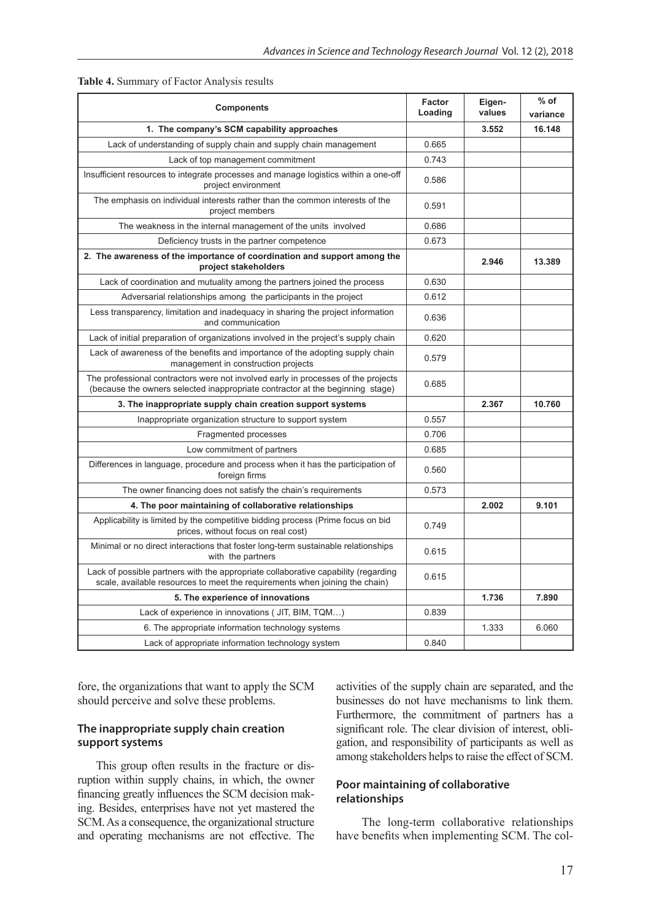**Table 4.** Summary of Factor Analysis results

| Components | Factor Loading | Eigen-values | % of variance |
|---|---|---|---|
| **1. The company's SCM capability approaches** | | **3.552** | **16.148** |
| Lack of understanding of supply chain and supply chain management | 0.665 | | |
| Lack of top management commitment | 0.743 | | |
| Insufficient resources to integrate processes and manage logistics within a one-off project environment | 0.586 | | |
| The emphasis on individual interests rather than the common interests of the project members | 0.591 | | |
| The weakness in the internal management of the units involved | 0.686 | | |
| Deficiency trusts in the partner competence | 0.673 | | |
| **2. The awareness of the importance of coordination and support among the project stakeholders** | | **2.946** | **13.389** |
| Lack of coordination and mutuality among the partners joined the process | 0.630 | | |
| Adversarial relationships among the participants in the project | 0.612 | | |
| Less transparency, limitation and inadequacy in sharing the project information and communication | 0.636 | | |
| Lack of initial preparation of organizations involved in the project's supply chain | 0.620 | | |
| Lack of awareness of the benefits and importance of the adopting supply chain management in construction projects | 0.579 | | |
| The professional contractors were not involved early in processes of the projects (because the owners selected inappropriate contractor at the beginning stage) | 0.685 | | |
| **3. The inappropriate supply chain creation support systems** | | **2.367** | **10.760** |
| Inappropriate organization structure to support system | 0.557 | | |
| Fragmented processes | 0.706 | | |
| Low commitment of partners | 0.685 | | |
| Differences in language, procedure and process when it has the participation of foreign firms | 0.560 | | |
| The owner financing does not satisfy the chain's requirements | 0.573 | | |
| **4. The poor maintaining of collaborative relationships** | | **2.002** | **9.101** |
| Applicability is limited by the competitive bidding process (Prime focus on bid prices, without focus on real cost) | 0.749 | | |
| Minimal or no direct interactions that foster long-term sustainable relationships with the partners | 0.615 | | |
| Lack of possible partners with the appropriate collaborative capability (regarding scale, available resources to meet the requirements when joining the chain) | 0.615 | | |
| **5. The experience of innovations** | | **1.736** | **7.890** |
| Lack of experience in innovations ( JIT, BIM, TQM…) | 0.839 | | |
| 6. The appropriate information technology systems | | 1.333 | 6.060 |
| Lack of appropriate information technology system | 0.840 | | |

fore, the organizations that want to apply the SCM should perceive and solve these problems.

### The inappropriate supply chain creation support systems

This group often results in the fracture or disruption within supply chains, in which, the owner financing greatly influences the SCM decision making. Besides, enterprises have not yet mastered the SCM. As a consequence, the organizational structure and operating mechanisms are not effective. The activities of the supply chain are separated, and the businesses do not have mechanisms to link them. Furthermore, the commitment of partners has a significant role. The clear division of interest, obligation, and responsibility of participants as well as among stakeholders helps to raise the effect of SCM.

### Poor maintaining of collaborative relationships

The long-term collaborative relationships have benefits when implementing SCM. The col-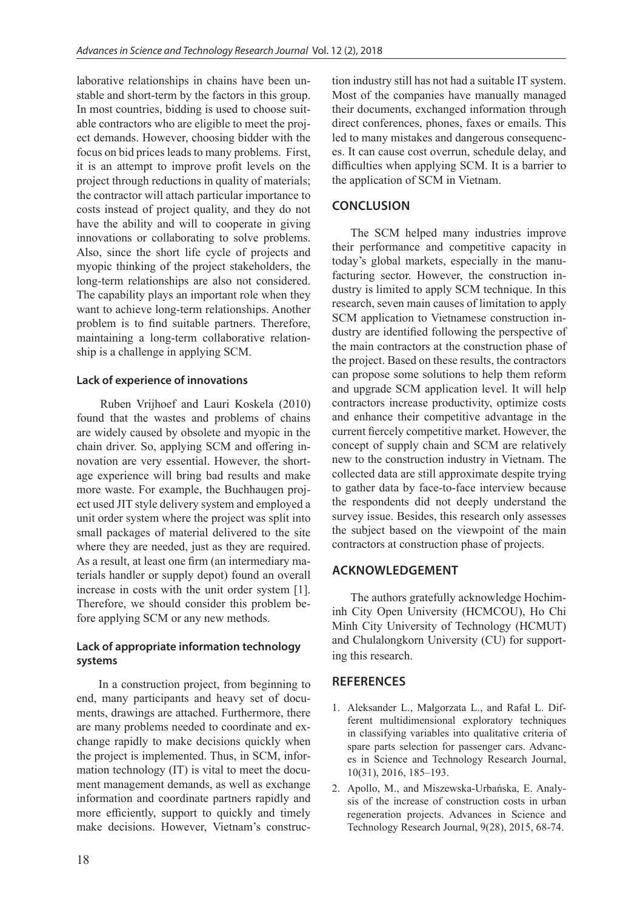laborative relationships in chains have been unstable and short-term by the factors in this group. In most countries, bidding is used to choose suitable contractors who are eligible to meet the project demands. However, choosing bidder with the focus on bid prices leads to many problems. First, it is an attempt to improve profit levels on the project through reductions in quality of materials; the contractor will attach particular importance to costs instead of project quality, and they do not have the ability and will to cooperate in giving innovations or collaborating to solve problems. Also, since the short life cycle of projects and myopic thinking of the project stakeholders, the long-term relationships are also not considered. The capability plays an important role when they want to achieve long-term relationships. Another problem is to find suitable partners. Therefore, maintaining a long-term collaborative relationship is a challenge in applying SCM.

### Lack of experience of innovations

Ruben Vrijhoef and Lauri Koskela (2010) found that the wastes and problems of chains are widely caused by obsolete and myopic in the chain driver. So, applying SCM and offering innovation are very essential. However, the shortage experience will bring bad results and make more waste. For example, the Buchhaugen project used JIT style delivery system and employed a unit order system where the project was split into small packages of material delivered to the site where they are needed, just as they are required. As a result, at least one firm (an intermediary materials handler or supply depot) found an overall increase in costs with the unit order system [1]. Therefore, we should consider this problem before applying SCM or any new methods.

### Lack of appropriate information technology systems

In a construction project, from beginning to end, many participants and heavy set of documents, drawings are attached. Furthermore, there are many problems needed to coordinate and exchange rapidly to make decisions quickly when the project is implemented. Thus, in SCM, information technology (IT) is vital to meet the document management demands, as well as exchange information and coordinate partners rapidly and more efficiently, support to quickly and timely make decisions. However, Vietnam's construction industry still has not had a suitable IT system. Most of the companies have manually managed their documents, exchanged information through direct conferences, phones, faxes or emails. This led to many mistakes and dangerous consequences. It can cause cost overrun, schedule delay, and difficulties when applying SCM. It is a barrier to the application of SCM in Vietnam.

## CONCLUSION

The SCM helped many industries improve their performance and competitive capacity in today's global markets, especially in the manufacturing sector. However, the construction industry is limited to apply SCM technique. In this research, seven main causes of limitation to apply SCM application to Vietnamese construction industry are identified following the perspective of the main contractors at the construction phase of the project. Based on these results, the contractors can propose some solutions to help them reform and upgrade SCM application level. It will help contractors increase productivity, optimize costs and enhance their competitive advantage in the current fiercely competitive market. However, the concept of supply chain and SCM are relatively new to the construction industry in Vietnam. The collected data are still approximate despite trying to gather data by face-to-face interview because the respondents did not deeply understand the survey issue. Besides, this research only assesses the subject based on the viewpoint of the main contractors at construction phase of projects.

## ACKNOWLEDGEMENT

The authors gratefully acknowledge Hochiminh City Open University (HCMCOU), Ho Chi Minh City University of Technology (HCMUT) and Chulalongkorn University (CU) for supporting this research.

## REFERENCES

1. Aleksander L., Małgorzata L., and Rafał L. Different multidimensional exploratory techniques in classifying variables into qualitative criteria of spare parts selection for passenger cars. Advances in Science and Technology Research Journal, 10(31), 2016, 185–193.
2. Apollo, M., and Miszewska-Urbańska, E. Analysis of the increase of construction costs in urban regeneration projects. Advances in Science and Technology Research Journal, 9(28), 2015, 68-74.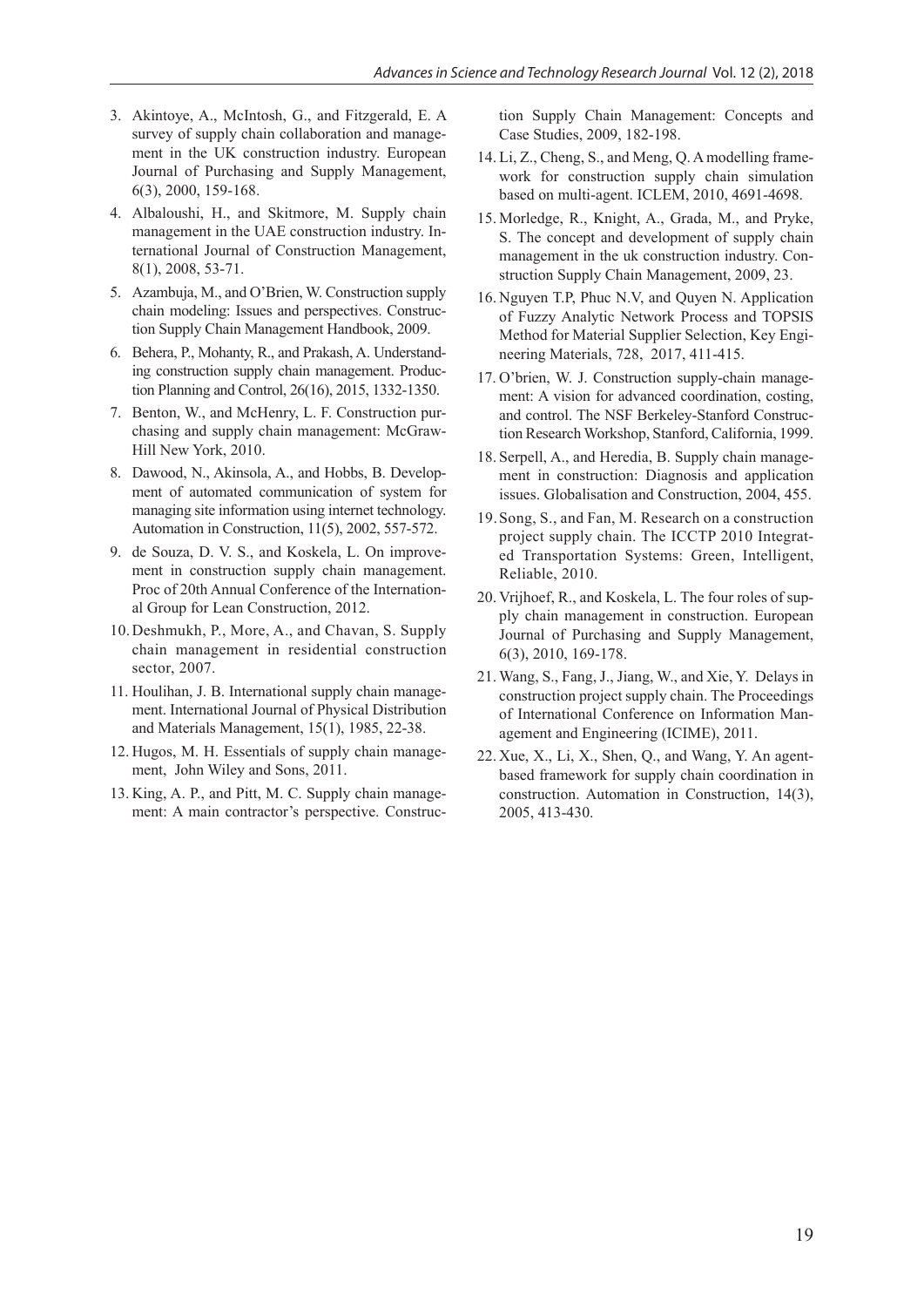3. Akintoye, A., McIntosh, G., and Fitzgerald, E. A survey of supply chain collaboration and management in the UK construction industry. European Journal of Purchasing and Supply Management, 6(3), 2000, 159-168.
4. Albaloushi, H., and Skitmore, M. Supply chain management in the UAE construction industry. International Journal of Construction Management, 8(1), 2008, 53-71.
5. Azambuja, M., and O'Brien, W. Construction supply chain modeling: Issues and perspectives. Construction Supply Chain Management Handbook, 2009.
6. Behera, P., Mohanty, R., and Prakash, A. Understanding construction supply chain management. Production Planning and Control, 26(16), 2015, 1332-1350.
7. Benton, W., and McHenry, L. F. Construction purchasing and supply chain management: McGraw-Hill New York, 2010.
8. Dawood, N., Akinsola, A., and Hobbs, B. Development of automated communication of system for managing site information using internet technology. Automation in Construction, 11(5), 2002, 557-572.
9. de Souza, D. V. S., and Koskela, L. On improvement in construction supply chain management. Proc of 20th Annual Conference of the International Group for Lean Construction, 2012.
10. Deshmukh, P., More, A., and Chavan, S. Supply chain management in residential construction sector, 2007.
11. Houlihan, J. B. International supply chain management. International Journal of Physical Distribution and Materials Management, 15(1), 1985, 22-38.
12. Hugos, M. H. Essentials of supply chain management, John Wiley and Sons, 2011.
13. King, A. P., and Pitt, M. C. Supply chain management: A main contractor's perspective. Construction Supply Chain Management: Concepts and Case Studies, 2009, 182-198.
14. Li, Z., Cheng, S., and Meng, Q. A modelling framework for construction supply chain simulation based on multi-agent. ICLEM, 2010, 4691-4698.
15. Morledge, R., Knight, A., Grada, M., and Pryke, S. The concept and development of supply chain management in the uk construction industry. Construction Supply Chain Management, 2009, 23.
16. Nguyen T.P, Phuc N.V, and Quyen N. Application of Fuzzy Analytic Network Process and TOPSIS Method for Material Supplier Selection, Key Engineering Materials, 728, 2017, 411-415.
17. O'brien, W. J. Construction supply-chain management: A vision for advanced coordination, costing, and control. The NSF Berkeley-Stanford Construction Research Workshop, Stanford, California, 1999.
18. Serpell, A., and Heredia, B. Supply chain management in construction: Diagnosis and application issues. Globalisation and Construction, 2004, 455.
19. Song, S., and Fan, M. Research on a construction project supply chain. The ICCTP 2010 Integrated Transportation Systems: Green, Intelligent, Reliable, 2010.
20. Vrijhoef, R., and Koskela, L. The four roles of supply chain management in construction. European Journal of Purchasing and Supply Management, 6(3), 2010, 169-178.
21. Wang, S., Fang, J., Jiang, W., and Xie, Y. Delays in construction project supply chain. The Proceedings of International Conference on Information Management and Engineering (ICIME), 2011.
22. Xue, X., Li, X., Shen, Q., and Wang, Y. An agent-based framework for supply chain coordination in construction. Automation in Construction, 14(3), 2005, 413-430.